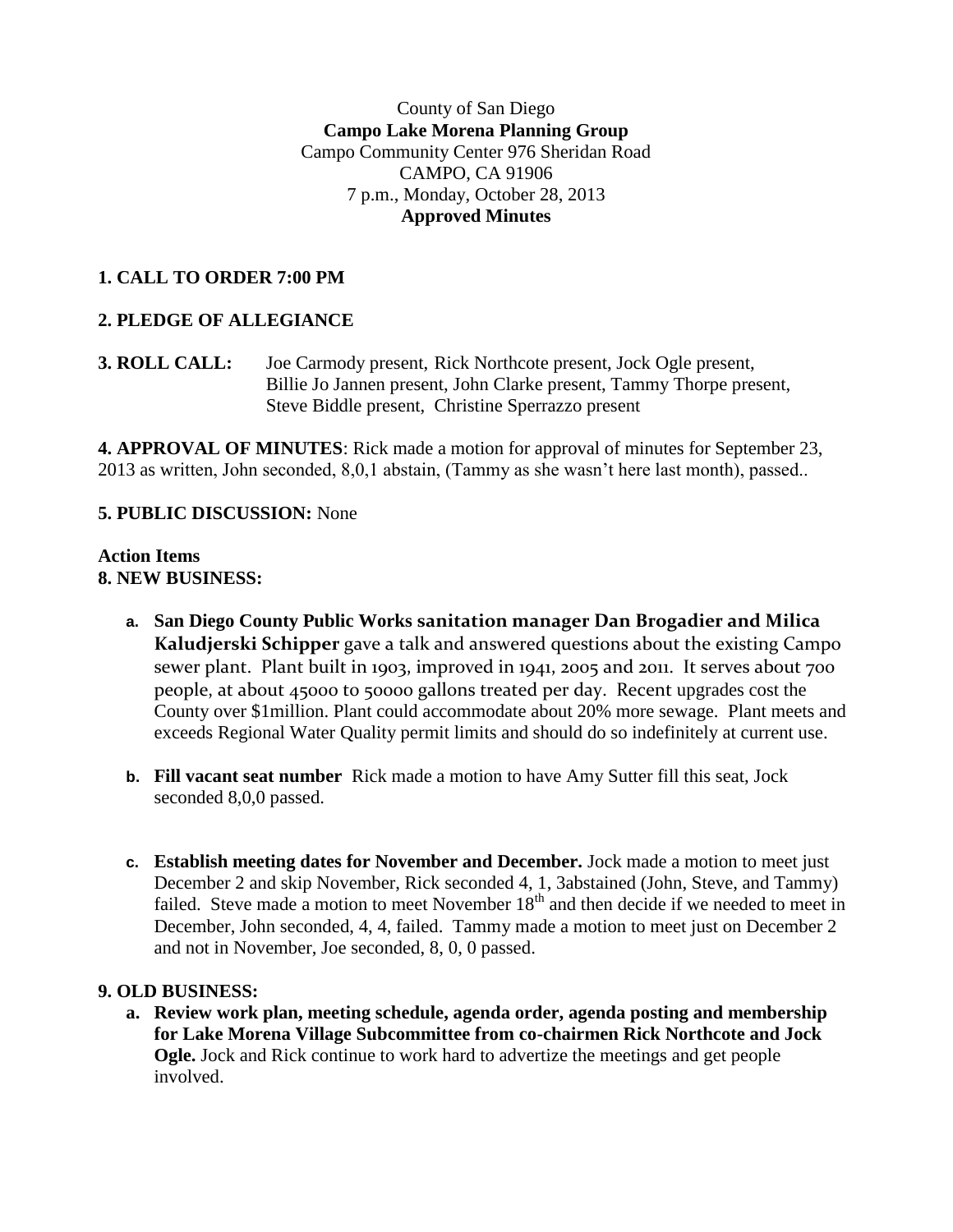County of San Diego
**Campo Lake Morena Planning Group**
Campo Community Center 976 Sheridan Road
CAMPO, CA 91906
7 p.m., Monday, October 28, 2013
**Approved Minutes**

**1. CALL TO ORDER 7:00 PM**

**2. PLEDGE OF ALLEGIANCE**

**3. ROLL CALL:** Joe Carmody present, Rick Northcote present, Jock Ogle present, Billie Jo Jannen present, John Clarke present, Tammy Thorpe present, Steve Biddle present, Christine Sperrazzo present

**4. APPROVAL OF MINUTES**: Rick made a motion for approval of minutes for September 23, 2013 as written, John seconded, 8,0,1 abstain, (Tammy as she wasn't here last month), passed..

**5. PUBLIC DISCUSSION:** None

**Action Items**
**8. NEW BUSINESS:**

- **a. San Diego County Public Works sanitation manager Dan Brogadier and Milica Kaludjerski Schipper** gave a talk and answered questions about the existing Campo sewer plant. Plant built in 1903, improved in 1941, 2005 and 2011. It serves about 700 people, at about 45000 to 50000 gallons treated per day. Recent upgrades cost the County over $1million. Plant could accommodate about 20% more sewage. Plant meets and exceeds Regional Water Quality permit limits and should do so indefinitely at current use.

- **b. Fill vacant seat number** Rick made a motion to have Amy Sutter fill this seat, Jock seconded 8,0,0 passed.

- **c. Establish meeting dates for November and December.** Jock made a motion to meet just December 2 and skip November, Rick seconded 4, 1, 3abstained (John, Steve, and Tammy) failed. Steve made a motion to meet November 18th and then decide if we needed to meet in December, John seconded, 4, 4, failed. Tammy made a motion to meet just on December 2 and not in November, Joe seconded, 8, 0, 0 passed.

**9. OLD BUSINESS:**

- **a. Review work plan, meeting schedule, agenda order, agenda posting and membership for Lake Morena Village Subcommittee from co-chairmen Rick Northcote and Jock Ogle.** Jock and Rick continue to work hard to advertize the meetings and get people involved.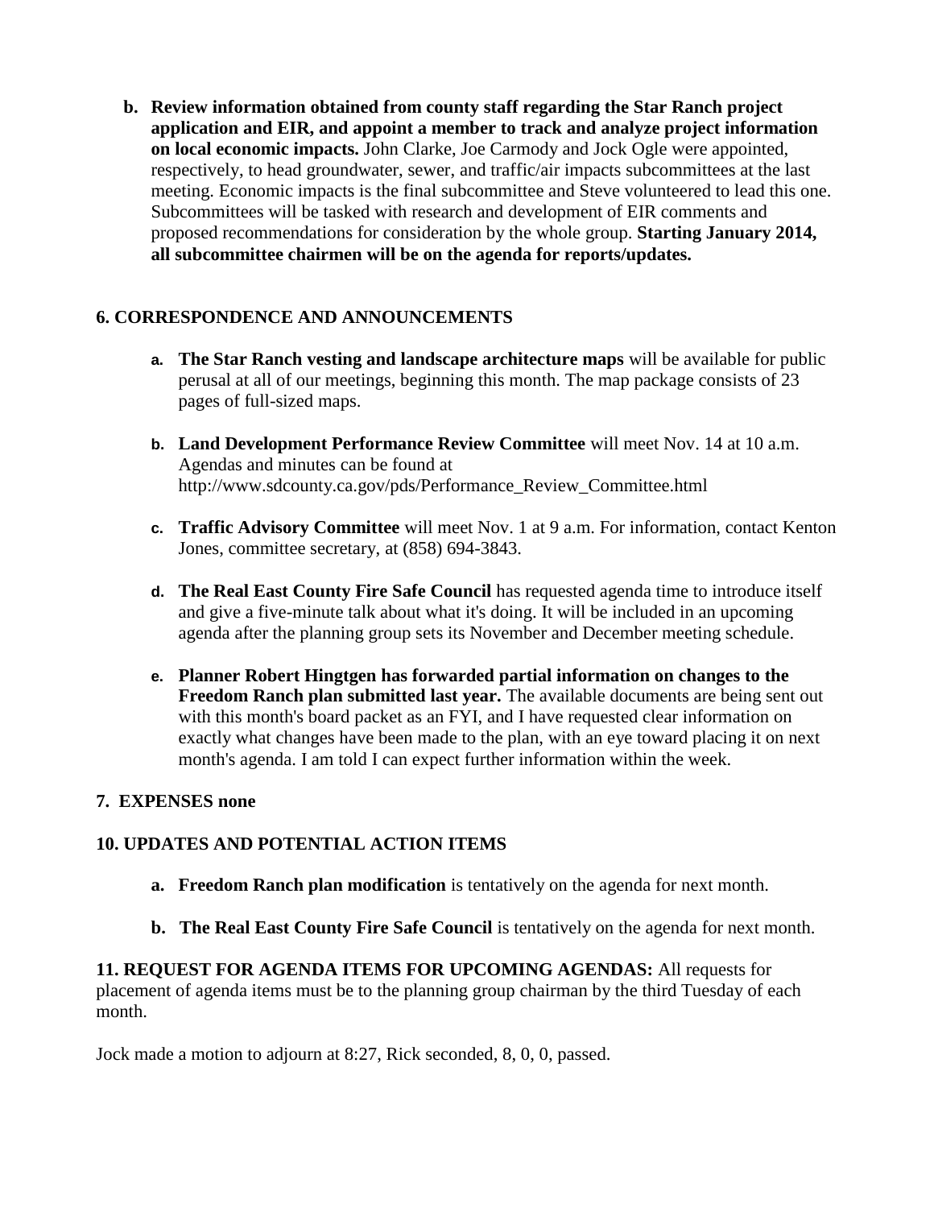b. **Review information obtained from county staff regarding the Star Ranch project application and EIR, and appoint a member to track and analyze project information on local economic impacts.** John Clarke, Joe Carmody and Jock Ogle were appointed, respectively, to head groundwater, sewer, and traffic/air impacts subcommittees at the last meeting. Economic impacts is the final subcommittee and Steve volunteered to lead this one. Subcommittees will be tasked with research and development of EIR comments and proposed recommendations for consideration by the whole group. **Starting January 2014, all subcommittee chairmen will be on the agenda for reports/updates.**

**6. CORRESPONDENCE AND ANNOUNCEMENTS**

a. **The Star Ranch vesting and landscape architecture maps** will be available for public perusal at all of our meetings, beginning this month. The map package consists of 23 pages of full-sized maps.

b. **Land Development Performance Review Committee** will meet Nov. 14 at 10 a.m. Agendas and minutes can be found at http://www.sdcounty.ca.gov/pds/Performance_Review_Committee.html

c. **Traffic Advisory Committee** will meet Nov. 1 at 9 a.m. For information, contact Kenton Jones, committee secretary, at (858) 694-3843.

d. **The Real East County Fire Safe Council** has requested agenda time to introduce itself and give a five-minute talk about what it's doing. It will be included in an upcoming agenda after the planning group sets its November and December meeting schedule.

e. **Planner Robert Hingtgen has forwarded partial information on changes to the Freedom Ranch plan submitted last year.** The available documents are being sent out with this month's board packet as an FYI, and I have requested clear information on exactly what changes have been made to the plan, with an eye toward placing it on next month's agenda. I am told I can expect further information within the week.

**7. EXPENSES none**

**10. UPDATES AND POTENTIAL ACTION ITEMS**

a. **Freedom Ranch plan modification** is tentatively on the agenda for next month.

b. **The Real East County Fire Safe Council** is tentatively on the agenda for next month.

**11. REQUEST FOR AGENDA ITEMS FOR UPCOMING AGENDAS:** All requests for placement of agenda items must be to the planning group chairman by the third Tuesday of each month.

Jock made a motion to adjourn at 8:27, Rick seconded, 8, 0, 0, passed.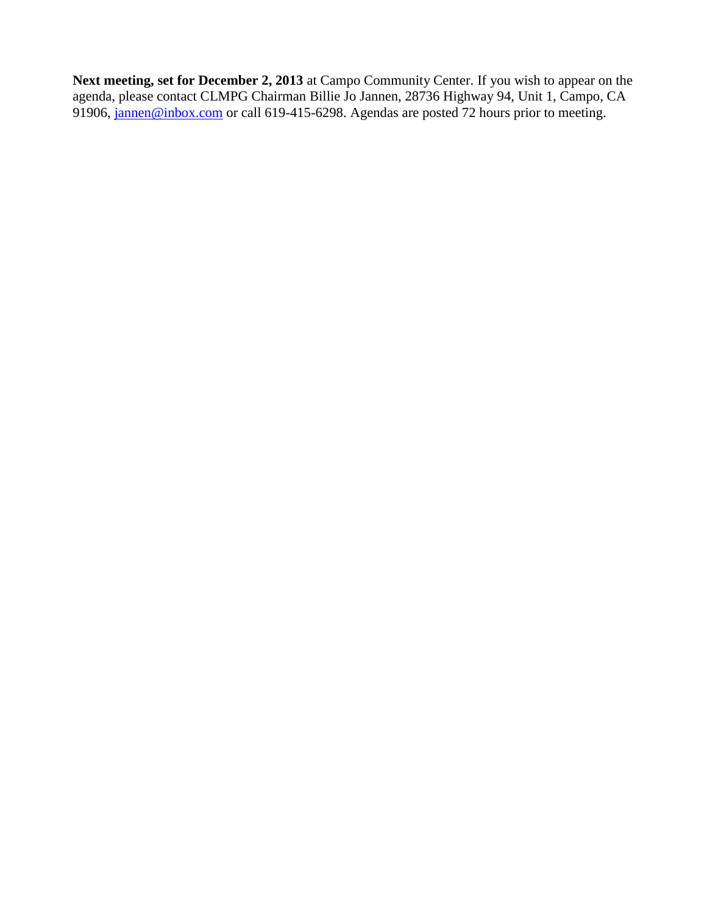**Next meeting, set for December 2, 2013** at Campo Community Center. If you wish to appear on the agenda, please contact CLMPG Chairman Billie Jo Jannen, 28736 Highway 94, Unit 1, Campo, CA 91906, jannen@inbox.com or call 619-415-6298. Agendas are posted 72 hours prior to meeting.